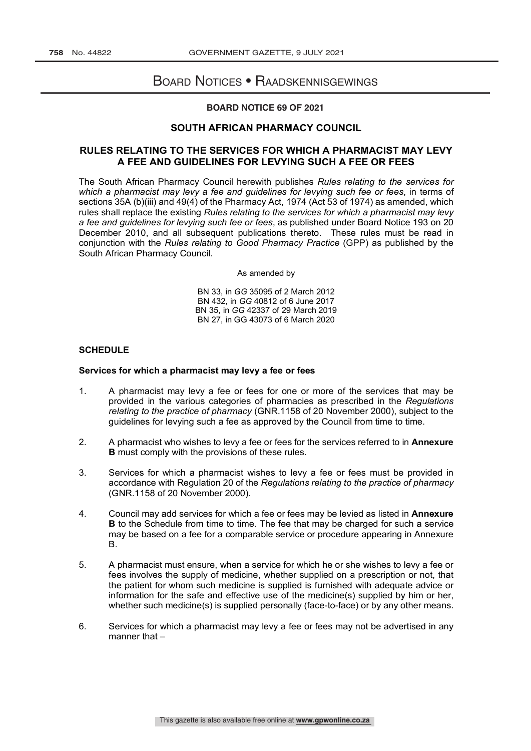# Board Notices • Raadskennisgewings

**BOARD NOTICE 69 OF 2021**

## SOUTH AFRICAN PHARMACY COUNCIL

## RULES RELATING TO THE SERVICES FOR WHICH A PHARMACIST MAY LEVY A FEE AND GUIDELINES FOR LEVYING SUCH A FEE OR FEES

The South African Pharmacy Council herewith publishes *Rules relating to the services for which a pharmacist may levy a fee and guidelines for levying such fee or fees*, in terms of sections 35A (b)(iii) and 49(4) of the Pharmacy Act, 1974 (Act 53 of 1974) as amended, which rules shall replace the existing *Rules relating to the services for which a pharmacist may levy a fee and guidelines for levying such fee or fees*, as published under Board Notice 193 on 20 December 2010, and all subsequent publications thereto. These rules must be read in conjunction with the *Rules relating to Good Pharmacy Practice* (GPP) as published by the South African Pharmacy Council.

As amended by

BN 33, in *GG* 35095 of 2 March 2012
BN 432, in *GG* 40812 of 6 June 2017
BN 35, in *GG* 42337 of 29 March 2019
BN 27, in GG 43073 of 6 March 2020

**SCHEDULE**

**Services for which a pharmacist may levy a fee or fees**

1. A pharmacist may levy a fee or fees for one or more of the services that may be provided in the various categories of pharmacies as prescribed in the *Regulations relating to the practice of pharmacy* (GNR.1158 of 20 November 2000), subject to the guidelines for levying such a fee as approved by the Council from time to time.

2. A pharmacist who wishes to levy a fee or fees for the services referred to in **Annexure B** must comply with the provisions of these rules.

3. Services for which a pharmacist wishes to levy a fee or fees must be provided in accordance with Regulation 20 of the *Regulations relating to the practice of pharmacy* (GNR.1158 of 20 November 2000).

4. Council may add services for which a fee or fees may be levied as listed in **Annexure B** to the Schedule from time to time. The fee that may be charged for such a service may be based on a fee for a comparable service or procedure appearing in Annexure B.

5. A pharmacist must ensure, when a service for which he or she wishes to levy a fee or fees involves the supply of medicine, whether supplied on a prescription or not, that the patient for whom such medicine is supplied is furnished with adequate advice or information for the safe and effective use of the medicine(s) supplied by him or her, whether such medicine(s) is supplied personally (face-to-face) or by any other means.

6. Services for which a pharmacist may levy a fee or fees may not be advertised in any manner that –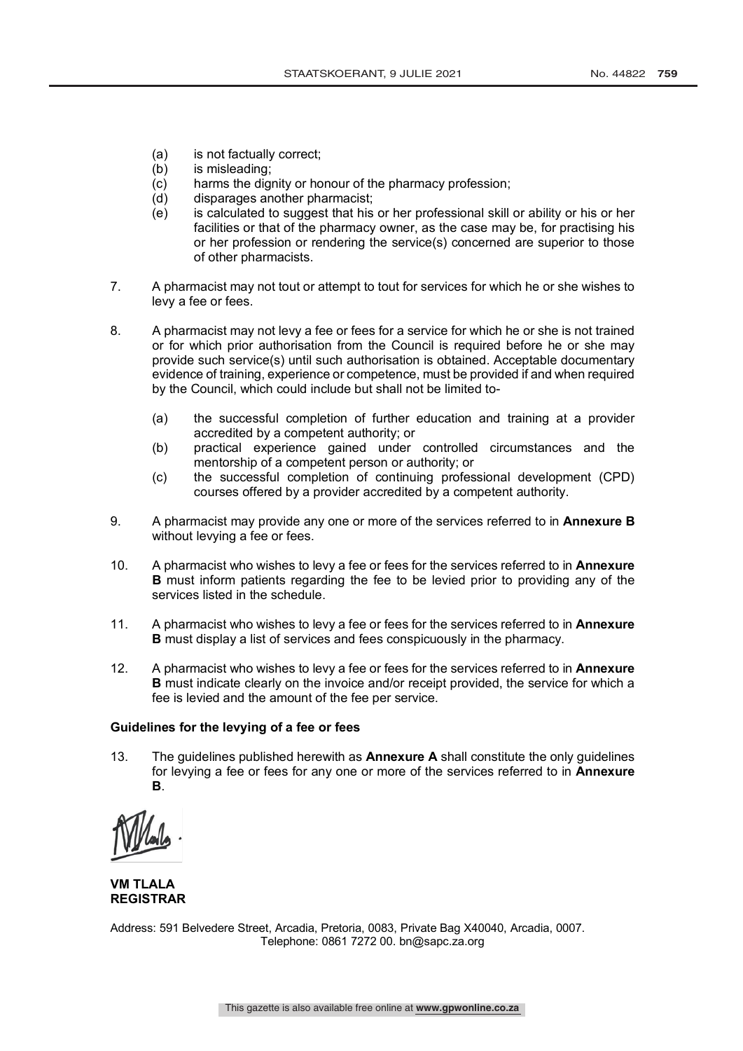(a) is not factually correct;
(b) is misleading;
(c) harms the dignity or honour of the pharmacy profession;
(d) disparages another pharmacist;
(e) is calculated to suggest that his or her professional skill or ability or his or her facilities or that of the pharmacy owner, as the case may be, for practising his or her profession or rendering the service(s) concerned are superior to those of other pharmacists.

7. A pharmacist may not tout or attempt to tout for services for which he or she wishes to levy a fee or fees.

8. A pharmacist may not levy a fee or fees for a service for which he or she is not trained or for which prior authorisation from the Council is required before he or she may provide such service(s) until such authorisation is obtained. Acceptable documentary evidence of training, experience or competence, must be provided if and when required by the Council, which could include but shall not be limited to-

   (a) the successful completion of further education and training at a provider accredited by a competent authority; or
   (b) practical experience gained under controlled circumstances and the mentorship of a competent person or authority; or
   (c) the successful completion of continuing professional development (CPD) courses offered by a provider accredited by a competent authority.

9. A pharmacist may provide any one or more of the services referred to in **Annexure B** without levying a fee or fees.

10. A pharmacist who wishes to levy a fee or fees for the services referred to in **Annexure B** must inform patients regarding the fee to be levied prior to providing any of the services listed in the schedule.

11. A pharmacist who wishes to levy a fee or fees for the services referred to in **Annexure B** must display a list of services and fees conspicuously in the pharmacy.

12. A pharmacist who wishes to levy a fee or fees for the services referred to in **Annexure B** must indicate clearly on the invoice and/or receipt provided, the service for which a fee is levied and the amount of the fee per service.

**Guidelines for the levying of a fee or fees**

13. The guidelines published herewith as **Annexure A** shall constitute the only guidelines for levying a fee or fees for any one or more of the services referred to in **Annexure B**.

**VM TLALA**
**REGISTRAR**

Address: 591 Belvedere Street, Arcadia, Pretoria, 0083, Private Bag X40040, Arcadia, 0007.
Telephone: 0861 7272 00. bn@sapc.za.org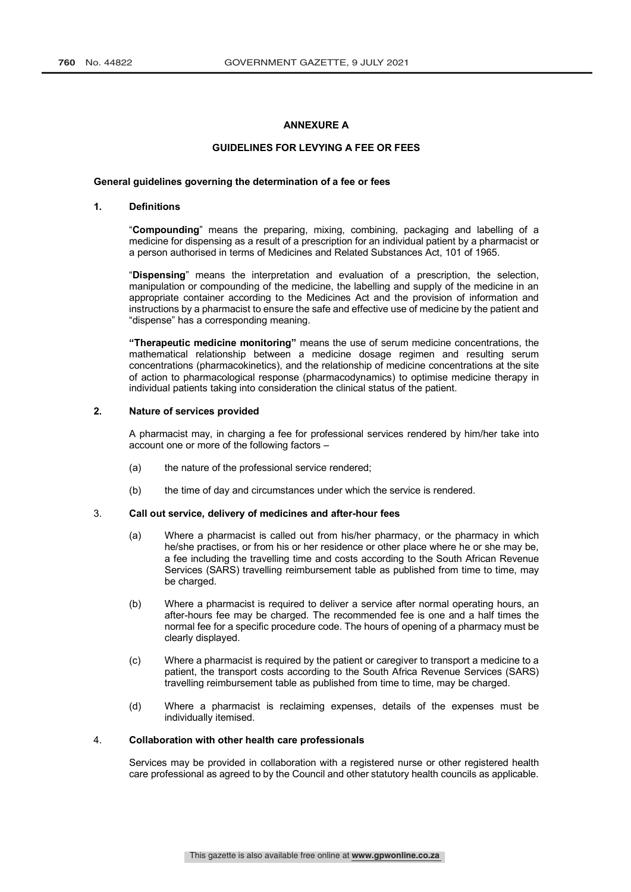## ANNEXURE A

## GUIDELINES FOR LEVYING A FEE OR FEES

**General guidelines governing the determination of a fee or fees**

**1. Definitions**

"**Compounding**" means the preparing, mixing, combining, packaging and labelling of a medicine for dispensing as a result of a prescription for an individual patient by a pharmacist or a person authorised in terms of Medicines and Related Substances Act, 101 of 1965.

"**Dispensing**" means the interpretation and evaluation of a prescription, the selection, manipulation or compounding of the medicine, the labelling and supply of the medicine in an appropriate container according to the Medicines Act and the provision of information and instructions by a pharmacist to ensure the safe and effective use of medicine by the patient and "dispense" has a corresponding meaning.

**"Therapeutic medicine monitoring"** means the use of serum medicine concentrations, the mathematical relationship between a medicine dosage regimen and resulting serum concentrations (pharmacokinetics), and the relationship of medicine concentrations at the site of action to pharmacological response (pharmacodynamics) to optimise medicine therapy in individual patients taking into consideration the clinical status of the patient.

**2. Nature of services provided**

A pharmacist may, in charging a fee for professional services rendered by him/her take into account one or more of the following factors –

(a) the nature of the professional service rendered;

(b) the time of day and circumstances under which the service is rendered.

**3. Call out service, delivery of medicines and after-hour fees**

(a) Where a pharmacist is called out from his/her pharmacy, or the pharmacy in which he/she practises, or from his or her residence or other place where he or she may be, a fee including the travelling time and costs according to the South African Revenue Services (SARS) travelling reimbursement table as published from time to time, may be charged.

(b) Where a pharmacist is required to deliver a service after normal operating hours, an after-hours fee may be charged. The recommended fee is one and a half times the normal fee for a specific procedure code. The hours of opening of a pharmacy must be clearly displayed.

(c) Where a pharmacist is required by the patient or caregiver to transport a medicine to a patient, the transport costs according to the South Africa Revenue Services (SARS) travelling reimbursement table as published from time to time, may be charged.

(d) Where a pharmacist is reclaiming expenses, details of the expenses must be individually itemised.

**4. Collaboration with other health care professionals**

Services may be provided in collaboration with a registered nurse or other registered health care professional as agreed to by the Council and other statutory health councils as applicable.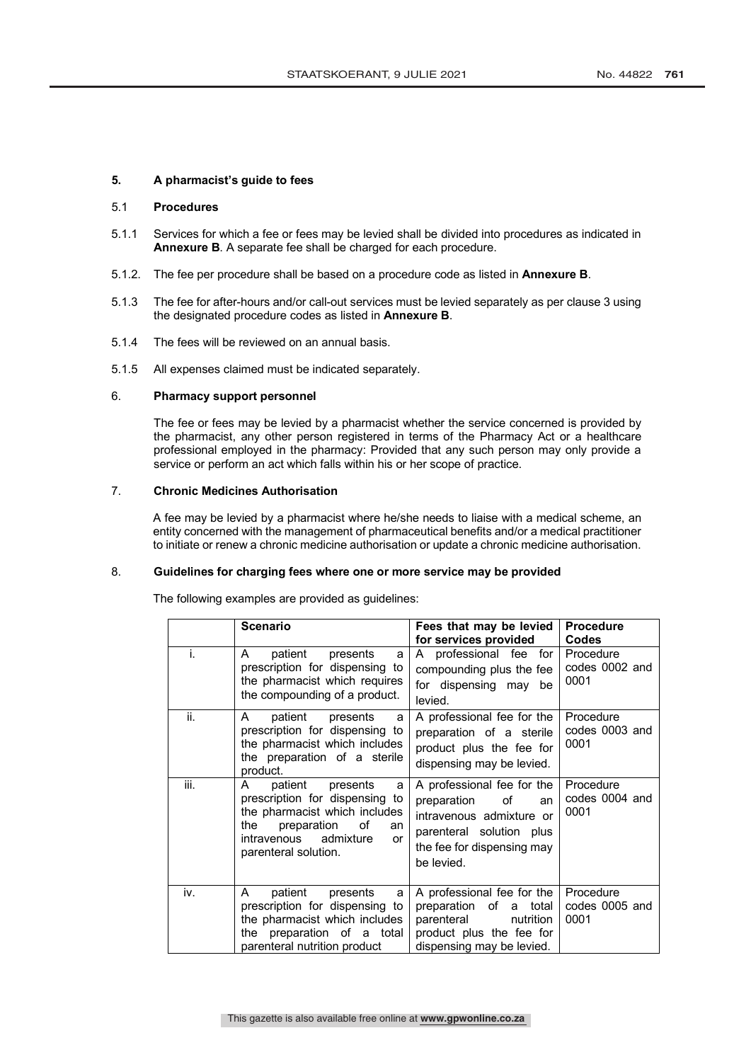## 5. A pharmacist's guide to fees

### 5.1 Procedures

5.1.1 Services for which a fee or fees may be levied shall be divided into procedures as indicated in **Annexure B**. A separate fee shall be charged for each procedure.

5.1.2. The fee per procedure shall be based on a procedure code as listed in **Annexure B**.

5.1.3 The fee for after-hours and/or call-out services must be levied separately as per clause 3 using the designated procedure codes as listed in **Annexure B**.

5.1.4 The fees will be reviewed on an annual basis.

5.1.5 All expenses claimed must be indicated separately.

## 6. Pharmacy support personnel

The fee or fees may be levied by a pharmacist whether the service concerned is provided by the pharmacist, any other person registered in terms of the Pharmacy Act or a healthcare professional employed in the pharmacy: Provided that any such person may only provide a service or perform an act which falls within his or her scope of practice.

## 7. Chronic Medicines Authorisation

A fee may be levied by a pharmacist where he/she needs to liaise with a medical scheme, an entity concerned with the management of pharmaceutical benefits and/or a medical practitioner to initiate or renew a chronic medicine authorisation or update a chronic medicine authorisation.

## 8. Guidelines for charging fees where one or more service may be provided

The following examples are provided as guidelines:

| | Scenario | Fees that may be levied for services provided | Procedure Codes |
|---|---|---|---|
| i. | A patient presents a prescription for dispensing to the pharmacist which requires the compounding of a product. | A professional fee for compounding plus the fee for dispensing may be levied. | Procedure codes 0002 and 0001 |
| ii. | A patient presents a prescription for dispensing to the pharmacist which includes the preparation of a sterile product. | A professional fee for the preparation of a sterile product plus the fee for dispensing may be levied. | Procedure codes 0003 and 0001 |
| iii. | A patient presents a prescription for dispensing to the pharmacist which includes the preparation of an intravenous admixture or parenteral solution. | A professional fee for the preparation of an intravenous admixture or parenteral solution plus the fee for dispensing may be levied. | Procedure codes 0004 and 0001 |
| iv. | A patient presents a prescription for dispensing to the pharmacist which includes the preparation of a total parenteral nutrition product | A professional fee for the preparation of a total parenteral nutrition product plus the fee for dispensing may be levied. | Procedure codes 0005 and 0001 |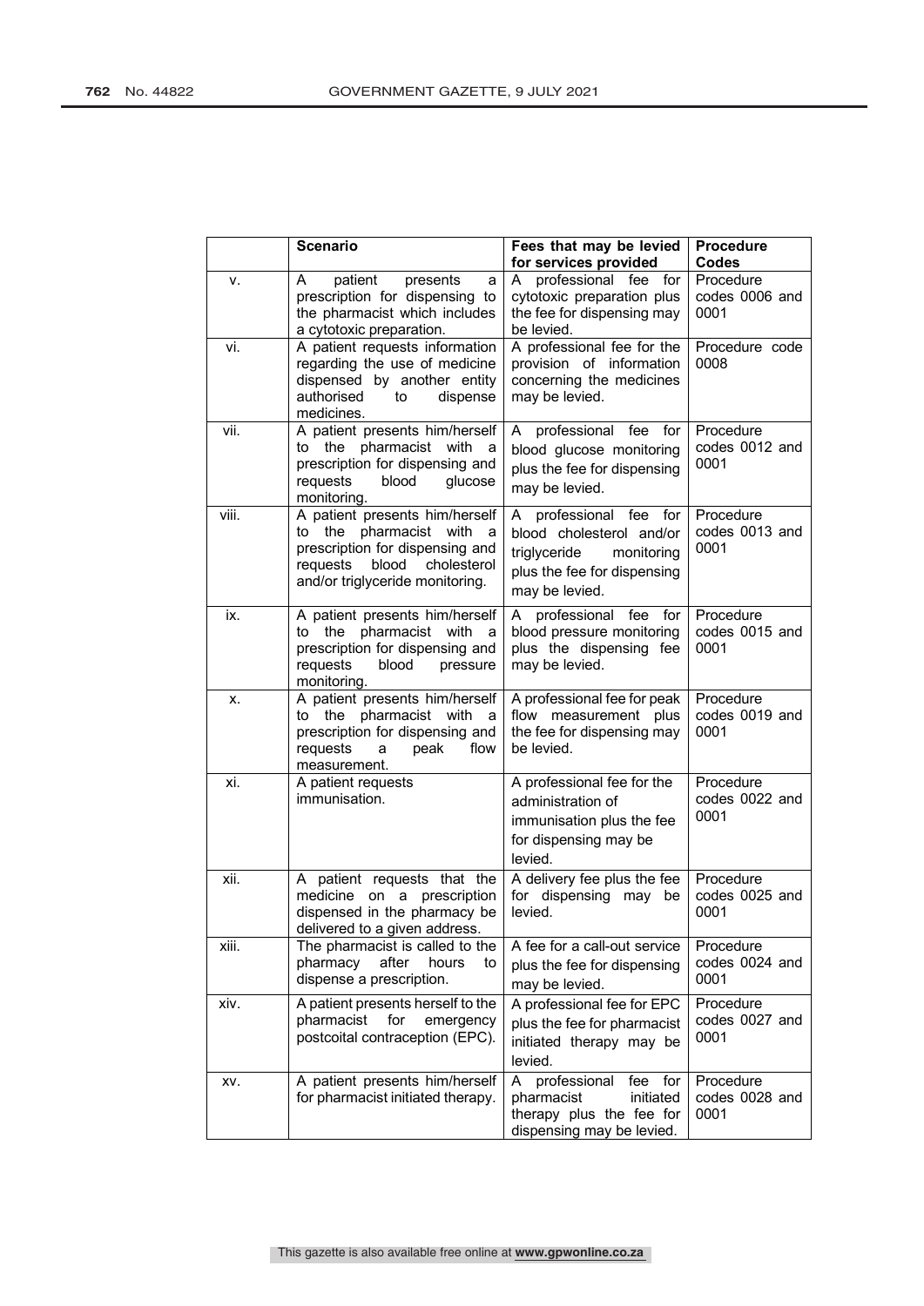| | Scenario | Fees that may be levied for services provided | Procedure Codes |
|---|---|---|---|
| v. | A patient presents a prescription for dispensing to the pharmacist which includes a cytotoxic preparation. | A professional fee for cytotoxic preparation plus the fee for dispensing may be levied. | Procedure codes 0006 and 0001 |
| vi. | A patient requests information regarding the use of medicine dispensed by another entity authorised to dispense medicines. | A professional fee for the provision of information concerning the medicines may be levied. | Procedure code 0008 |
| vii. | A patient presents him/herself to the pharmacist with a prescription for dispensing and requests blood glucose monitoring. | A professional fee for blood glucose monitoring plus the fee for dispensing may be levied. | Procedure codes 0012 and 0001 |
| viii. | A patient presents him/herself to the pharmacist with a prescription for dispensing and requests blood cholesterol and/or triglyceride monitoring. | A professional fee for blood cholesterol and/or triglyceride monitoring plus the fee for dispensing may be levied. | Procedure codes 0013 and 0001 |
| ix. | A patient presents him/herself to the pharmacist with a prescription for dispensing and requests blood pressure monitoring. | A professional fee for blood pressure monitoring plus the dispensing fee may be levied. | Procedure codes 0015 and 0001 |
| x. | A patient presents him/herself to the pharmacist with a prescription for dispensing and requests a peak flow measurement. | A professional fee for peak flow measurement plus the fee for dispensing may be levied. | Procedure codes 0019 and 0001 |
| xi. | A patient requests immunisation. | A professional fee for the administration of immunisation plus the fee for dispensing may be levied. | Procedure codes 0022 and 0001 |
| xii. | A patient requests that the medicine on a prescription dispensed in the pharmacy be delivered to a given address. | A delivery fee plus the fee for dispensing may be levied. | Procedure codes 0025 and 0001 |
| xiii. | The pharmacist is called to the pharmacy after hours to dispense a prescription. | A fee for a call-out service plus the fee for dispensing may be levied. | Procedure codes 0024 and 0001 |
| xiv. | A patient presents herself to the pharmacist for emergency postcoital contraception (EPC). | A professional fee for EPC plus the fee for pharmacist initiated therapy may be levied. | Procedure codes 0027 and 0001 |
| xv. | A patient presents him/herself for pharmacist initiated therapy. | A professional fee for pharmacist initiated therapy plus the fee for dispensing may be levied. | Procedure codes 0028 and 0001 |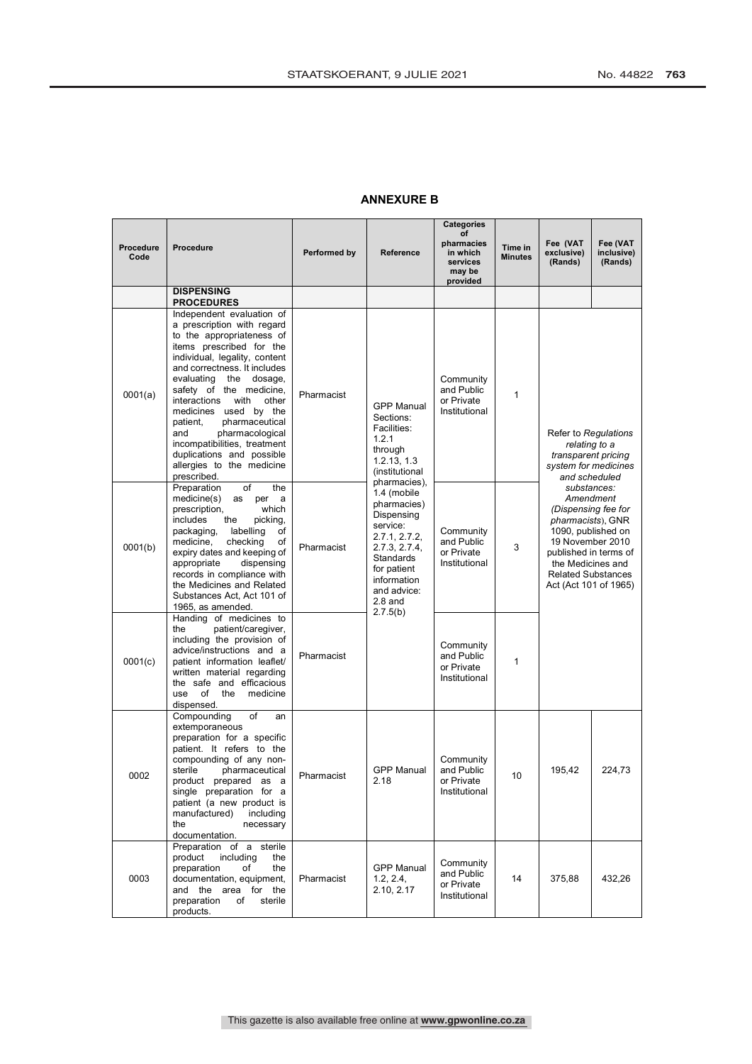## ANNEXURE B

| Procedure Code | Procedure | Performed by | Reference | Categories of pharmacies in which services may be provided | Time in Minutes | Fee (VAT exclusive) (Rands) | Fee (VAT inclusive) (Rands) |
|---|---|---|---|---|---|---|---|
| | **DISPENSING PROCEDURES** | | | | | | |
| 0001(a) | Independent evaluation of a prescription with regard to the appropriateness of items prescribed for the individual, legality, content and correctness. It includes evaluating the dosage, safety of the medicine, interactions with other medicines used by the patient, pharmaceutical and pharmacological incompatibilities, treatment duplications and possible allergies to the medicine prescribed. | Pharmacist | GPP Manual Sections: Facilities: 1.2.1 through 1.2.13, 1.3 (institutional pharmacies), 1.4 (mobile pharmacies) Dispensing service: 2.7.1, 2.7.2, 2.7.3, 2.7.4, Standards for patient information and advice: 2.8 and 2.7.5(b) | Community and Public or Private Institutional | 1 | Refer to *Regulations relating to a transparent pricing system for medicines and scheduled substances: Amendment (Dispensing fee for pharmacists)*, GNR 1090, published on 19 November 2010 published in terms of the Medicines and Related Substances Act (Act 101 of 1965) | |
| 0001(b) | Preparation of the medicine(s) as per a prescription, which includes the picking, packaging, labelling of medicine, checking of expiry dates and keeping of appropriate dispensing records in compliance with the Medicines and Related Substances Act, Act 101 of 1965, as amended. | Pharmacist | | Community and Public or Private Institutional | 3 | | |
| 0001(c) | Handing of medicines to the patient/caregiver, including the provision of advice/instructions and a patient information leaflet/ written material regarding the safe and efficacious use of the medicine dispensed. | Pharmacist | | Community and Public or Private Institutional | 1 | | |
| 0002 | Compounding of an extemporaneous preparation for a specific patient. It refers to the compounding of any non-sterile pharmaceutical product prepared as a single preparation for a patient (a new product is manufactured) including the necessary documentation. | Pharmacist | GPP Manual 2.18 | Community and Public or Private Institutional | 10 | 195,42 | 224,73 |
| 0003 | Preparation of a sterile product including the preparation of the documentation, equipment, and the area for the preparation of sterile products. | Pharmacist | GPP Manual 1.2, 2.4, 2.10, 2.17 | Community and Public or Private Institutional | 14 | 375,88 | 432,26 |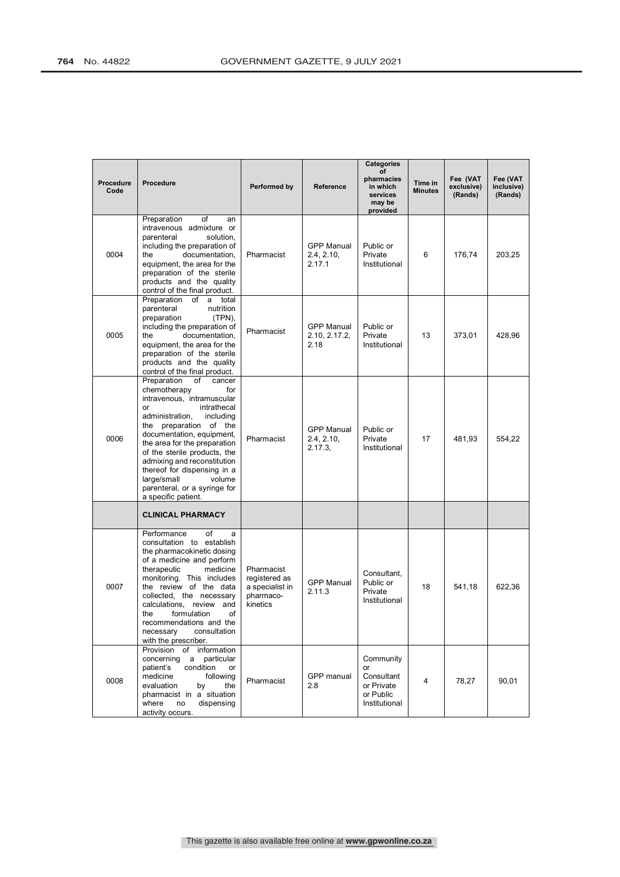| Procedure Code | Procedure | Performed by | Reference | Categories of pharmacies in which services may be provided | Time in Minutes | Fee (VAT exclusive) (Rands) | Fee (VAT inclusive) (Rands) |
|---|---|---|---|---|---|---|---|
| 0004 | Preparation of an intravenous admixture or parenteral solution, including the preparation of the documentation, equipment, the area for the preparation of the sterile products and the quality control of the final product. | Pharmacist | GPP Manual 2.4, 2.10, 2.17.1 | Public or Private Institutional | 6 | 176,74 | 203,25 |
| 0005 | Preparation of a total parenteral nutrition preparation (TPN), including the preparation of the documentation, equipment, the area for the preparation of the sterile products and the quality control of the final product. | Pharmacist | GPP Manual 2.10, 2.17.2, 2.18 | Public or Private Institutional | 13 | 373,01 | 428,96 |
| 0006 | Preparation of cancer chemotherapy for intravenous, intramuscular or intrathecal administration, including the preparation of the documentation, equipment, the area for the preparation of the sterile products, the admixing and reconstitution thereof for dispensing in a large/small volume parenteral, or a syringe for a specific patient. | Pharmacist | GPP Manual 2.4, 2.10, 2.17.3, | Public or Private Institutional | 17 | 481,93 | 554,22 |
| | **CLINICAL PHARMACY** | | | | | | |
| 0007 | Performance of a consultation to establish the pharmacokinetic dosing of a medicine and perform therapeutic medicine monitoring. This includes the review of the data collected, the necessary calculations, review and the formulation of recommendations and the necessary consultation with the prescriber. | Pharmacist registered as a specialist in pharmaco-kinetics | GPP Manual 2.11.3 | Consultant, Public or Private Institutional | 18 | 541,18 | 622,36 |
| 0008 | Provision of information concerning a particular patient's condition or medicine following evaluation by the pharmacist in a situation where no dispensing activity occurs. | Pharmacist | GPP manual 2.8 | Community or Consultant or Private or Public Institutional | 4 | 78,27 | 90,01 |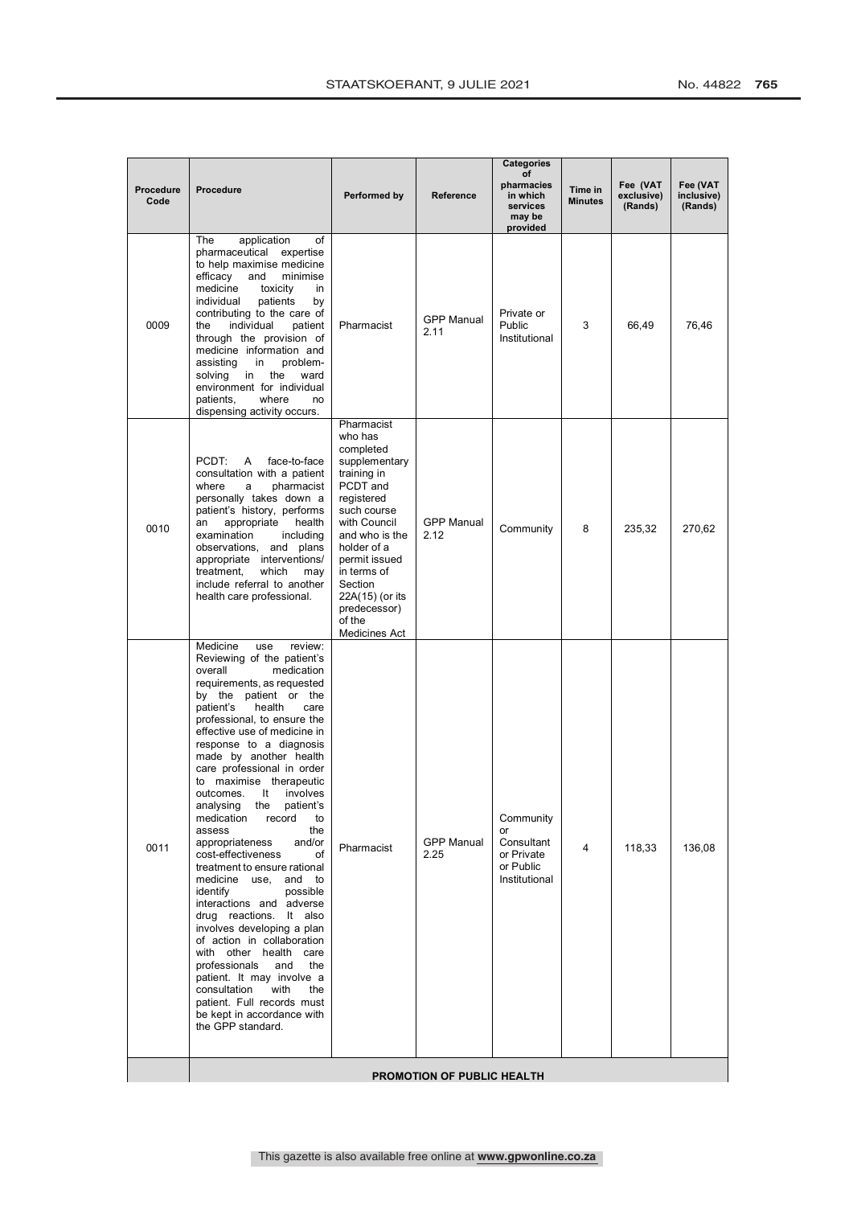| Procedure Code | Procedure | Performed by | Reference | Categories of pharmacies in which services may be provided | Time in Minutes | Fee (VAT exclusive) (Rands) | Fee (VAT inclusive) (Rands) |
|---|---|---|---|---|---|---|---|
| 0009 | The application of pharmaceutical expertise to help maximise medicine efficacy and minimise medicine toxicity in individual patients by contributing to the care of the individual patient through the provision of medicine information and assisting in problem-solving in the ward environment for individual patients, where no dispensing activity occurs. | Pharmacist | GPP Manual 2.11 | Private or Public Institutional | 3 | 66,49 | 76,46 |
| 0010 | PCDT: A face-to-face consultation with a patient where a pharmacist personally takes down a patient's history, performs an appropriate health examination including observations, and plans appropriate interventions/ treatment, which may include referral to another health care professional. | Pharmacist who has completed supplementary training in PCDT and registered such course with Council and who is the holder of a permit issued in terms of Section 22A(15) (or its predecessor) of the Medicines Act | GPP Manual 2.12 | Community | 8 | 235,32 | 270,62 |
| 0011 | Medicine use review: Reviewing of the patient's overall medication requirements, as requested by the patient or the patient's health care professional, to ensure the effective use of medicine in response to a diagnosis made by another health care professional in order to maximise therapeutic outcomes. It involves analysing the patient's medication record to assess the appropriateness and/or cost-effectiveness of treatment to ensure rational medicine use, and to identify possible interactions and adverse drug reactions. It also involves developing a plan of action in collaboration with other health care professionals and the patient. It may involve a consultation with the patient. Full records must be kept in accordance with the GPP standard. | Pharmacist | GPP Manual 2.25 | Community or Consultant or Private or Public Institutional | 4 | 118,33 | 136,08 |
| | **PROMOTION OF PUBLIC HEALTH** | | | | | | |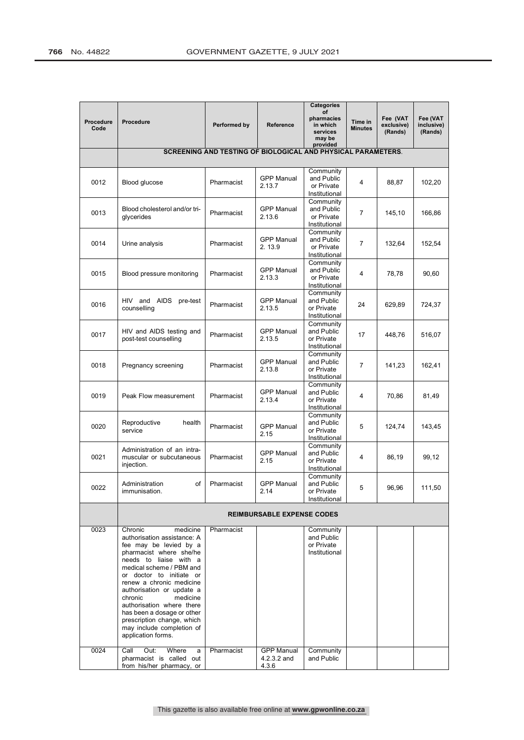| Procedure Code | Procedure | Performed by | Reference | Categories of pharmacies in which services may be provided | Time in Minutes | Fee (VAT exclusive) (Rands) | Fee (VAT inclusive) (Rands) |
|---|---|---|---|---|---|---|---|
| | **SCREENING AND TESTING OF BIOLOGICAL AND PHYSICAL PARAMETERS**. | | | | | | |
| 0012 | Blood glucose | Pharmacist | GPP Manual 2.13.7 | Community and Public or Private Institutional | 4 | 88,87 | 102,20 |
| 0013 | Blood cholesterol and/or tri-glycerides | Pharmacist | GPP Manual 2.13.6 | Community and Public or Private Institutional | 7 | 145,10 | 166,86 |
| 0014 | Urine analysis | Pharmacist | GPP Manual 2. 13.9 | Community and Public or Private Institutional | 7 | 132,64 | 152,54 |
| 0015 | Blood pressure monitoring | Pharmacist | GPP Manual 2.13.3 | Community and Public or Private Institutional | 4 | 78,78 | 90,60 |
| 0016 | HIV and AIDS pre-test counselling | Pharmacist | GPP Manual 2.13.5 | Community and Public or Private Institutional | 24 | 629,89 | 724,37 |
| 0017 | HIV and AIDS testing and post-test counselling | Pharmacist | GPP Manual 2.13.5 | Community and Public or Private Institutional | 17 | 448,76 | 516,07 |
| 0018 | Pregnancy screening | Pharmacist | GPP Manual 2.13.8 | Community and Public or Private Institutional | 7 | 141,23 | 162,41 |
| 0019 | Peak Flow measurement | Pharmacist | GPP Manual 2.13.4 | Community and Public or Private Institutional | 4 | 70,86 | 81,49 |
| 0020 | Reproductive health service | Pharmacist | GPP Manual 2.15 | Community and Public or Private Institutional | 5 | 124,74 | 143,45 |
| 0021 | Administration of an intra-muscular or subcutaneous injection. | Pharmacist | GPP Manual 2.15 | Community and Public or Private Institutional | 4 | 86,19 | 99,12 |
| 0022 | Administration of immunisation. | Pharmacist | GPP Manual 2.14 | Community and Public or Private Institutional | 5 | 96,96 | 111,50 |
| | **REIMBURSABLE EXPENSE CODES** | | | | | | |
| 0023 | Chronic medicine authorisation assistance: A fee may be levied by a pharmacist where she/he needs to liaise with a medical scheme / PBM and or doctor to initiate or renew a chronic medicine authorisation or update a chronic medicine authorisation where there has been a dosage or other prescription change, which may include completion of application forms. | Pharmacist | | Community and Public or Private Institutional | | | |
| 0024 | Call Out: Where a pharmacist is called out from his/her pharmacy, or | Pharmacist | GPP Manual 4.2.3.2 and 4.3.6 | Community and Public | | | |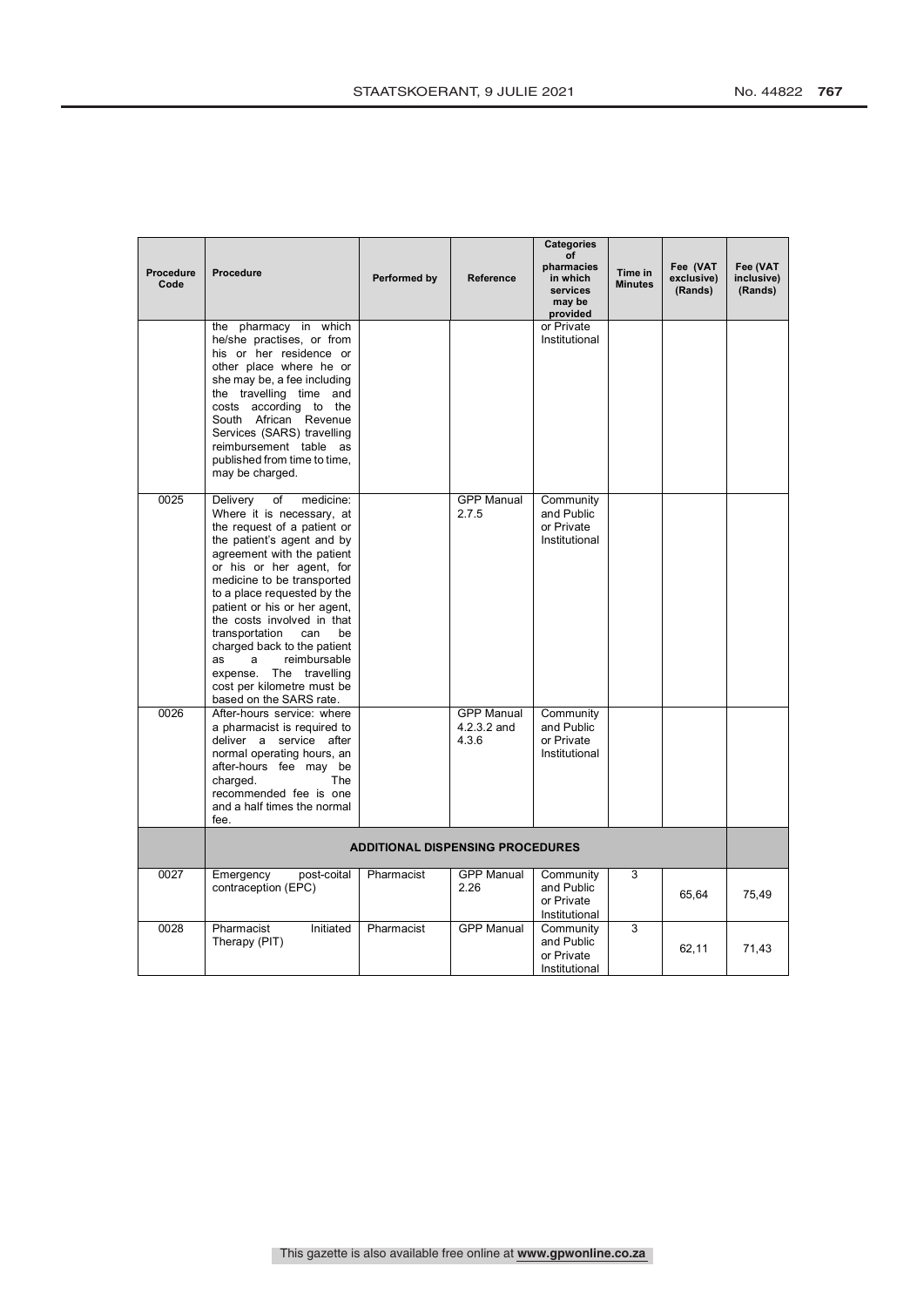| Procedure Code | Procedure | Performed by | Reference | Categories of pharmacies in which services may be provided | Time in Minutes | Fee (VAT exclusive) (Rands) | Fee (VAT inclusive) (Rands) |
|---|---|---|---|---|---|---|---|
| | the pharmacy in which he/she practises, or from his or her residence or other place where he or she may be, a fee including the travelling time and costs according to the South African Revenue Services (SARS) travelling reimbursement table as published from time to time, may be charged. | | | or Private Institutional | | | |
| 0025 | Delivery of medicine: Where it is necessary, at the request of a patient or the patient's agent and by agreement with the patient or his or her agent, for medicine to be transported to a place requested by the patient or his or her agent, the costs involved in that transportation can be charged back to the patient as a reimbursable expense. The travelling cost per kilometre must be based on the SARS rate. | | GPP Manual 2.7.5 | Community and Public or Private Institutional | | | |
| 0026 | After-hours service: where a pharmacist is required to deliver a service after normal operating hours, an after-hours fee may be charged. The recommended fee is one and a half times the normal fee. | | GPP Manual 4.2.3.2 and 4.3.6 | Community and Public or Private Institutional | | | |
| | **ADDITIONAL DISPENSING PROCEDURES** | | | | | | |
| 0027 | Emergency post-coital contraception (EPC) | Pharmacist | GPP Manual 2.26 | Community and Public or Private Institutional | 3 | 65,64 | 75,49 |
| 0028 | Pharmacist Initiated Therapy (PIT) | Pharmacist | GPP Manual | Community and Public or Private Institutional | 3 | 62,11 | 71,43 |